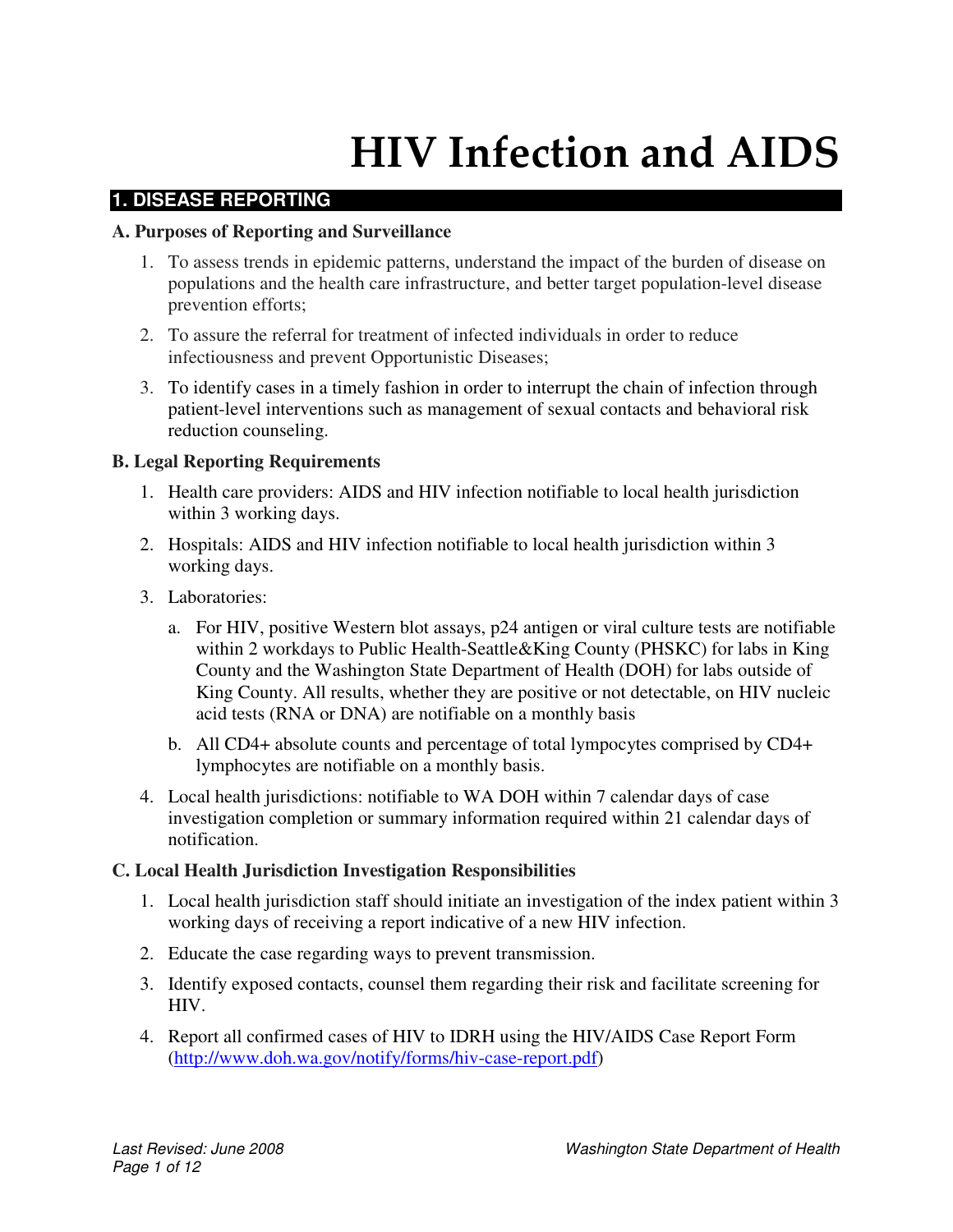# HIV Infection and AIDS

## 1. DISEASE REPORTING

### A. Purposes of Reporting and Surveillance

1. To assess trends in epidemic patterns, understand the impact of the burden of disease on populations and the health care infrastructure, and better target population-level disease prevention efforts;
2. To assure the referral for treatment of infected individuals in order to reduce infectiousness and prevent Opportunistic Diseases;
3. To identify cases in a timely fashion in order to interrupt the chain of infection through patient-level interventions such as management of sexual contacts and behavioral risk reduction counseling.

### B. Legal Reporting Requirements

1. Health care providers: AIDS and HIV infection notifiable to local health jurisdiction within 3 working days.
2. Hospitals: AIDS and HIV infection notifiable to local health jurisdiction within 3 working days.
3. Laboratories:
   a. For HIV, positive Western blot assays, p24 antigen or viral culture tests are notifiable within 2 workdays to Public Health-Seattle&King County (PHSKC) for labs in King County and the Washington State Department of Health (DOH) for labs outside of King County. All results, whether they are positive or not detectable, on HIV nucleic acid tests (RNA or DNA) are notifiable on a monthly basis
   b. All CD4+ absolute counts and percentage of total lympocytes comprised by CD4+ lymphocytes are notifiable on a monthly basis.
4. Local health jurisdictions: notifiable to WA DOH within 7 calendar days of case investigation completion or summary information required within 21 calendar days of notification.

### C. Local Health Jurisdiction Investigation Responsibilities

1. Local health jurisdiction staff should initiate an investigation of the index patient within 3 working days of receiving a report indicative of a new HIV infection.
2. Educate the case regarding ways to prevent transmission.
3. Identify exposed contacts, counsel them regarding their risk and facilitate screening for HIV.
4. Report all confirmed cases of HIV to IDRH using the HIV/AIDS Case Report Form (http://www.doh.wa.gov/notify/forms/hiv-case-report.pdf)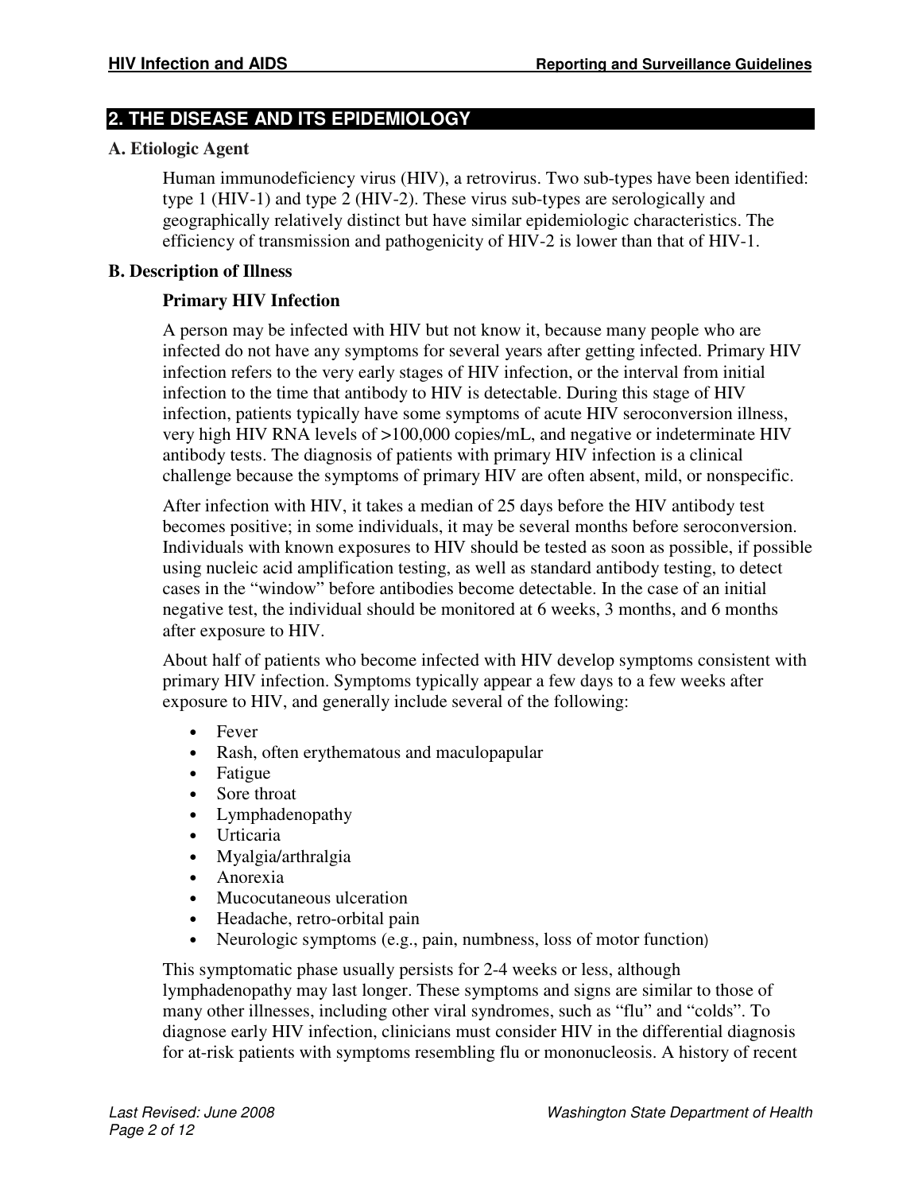## 2. THE DISEASE AND ITS EPIDEMIOLOGY

### A. Etiologic Agent

Human immunodeficiency virus (HIV), a retrovirus. Two sub-types have been identified: type 1 (HIV-1) and type 2 (HIV-2). These virus sub-types are serologically and geographically relatively distinct but have similar epidemiologic characteristics. The efficiency of transmission and pathogenicity of HIV-2 is lower than that of HIV-1.

### B. Description of Illness

#### Primary HIV Infection

A person may be infected with HIV but not know it, because many people who are infected do not have any symptoms for several years after getting infected. Primary HIV infection refers to the very early stages of HIV infection, or the interval from initial infection to the time that antibody to HIV is detectable. During this stage of HIV infection, patients typically have some symptoms of acute HIV seroconversion illness, very high HIV RNA levels of >100,000 copies/mL, and negative or indeterminate HIV antibody tests. The diagnosis of patients with primary HIV infection is a clinical challenge because the symptoms of primary HIV are often absent, mild, or nonspecific.

After infection with HIV, it takes a median of 25 days before the HIV antibody test becomes positive; in some individuals, it may be several months before seroconversion. Individuals with known exposures to HIV should be tested as soon as possible, if possible using nucleic acid amplification testing, as well as standard antibody testing, to detect cases in the "window" before antibodies become detectable. In the case of an initial negative test, the individual should be monitored at 6 weeks, 3 months, and 6 months after exposure to HIV.

About half of patients who become infected with HIV develop symptoms consistent with primary HIV infection. Symptoms typically appear a few days to a few weeks after exposure to HIV, and generally include several of the following:

- Fever
- Rash, often erythematous and maculopapular
- Fatigue
- Sore throat
- Lymphadenopathy
- Urticaria
- Myalgia/arthralgia
- Anorexia
- Mucocutaneous ulceration
- Headache, retro-orbital pain
- Neurologic symptoms (e.g., pain, numbness, loss of motor function)

This symptomatic phase usually persists for 2-4 weeks or less, although lymphadenopathy may last longer. These symptoms and signs are similar to those of many other illnesses, including other viral syndromes, such as "flu" and "colds". To diagnose early HIV infection, clinicians must consider HIV in the differential diagnosis for at-risk patients with symptoms resembling flu or mononucleosis. A history of recent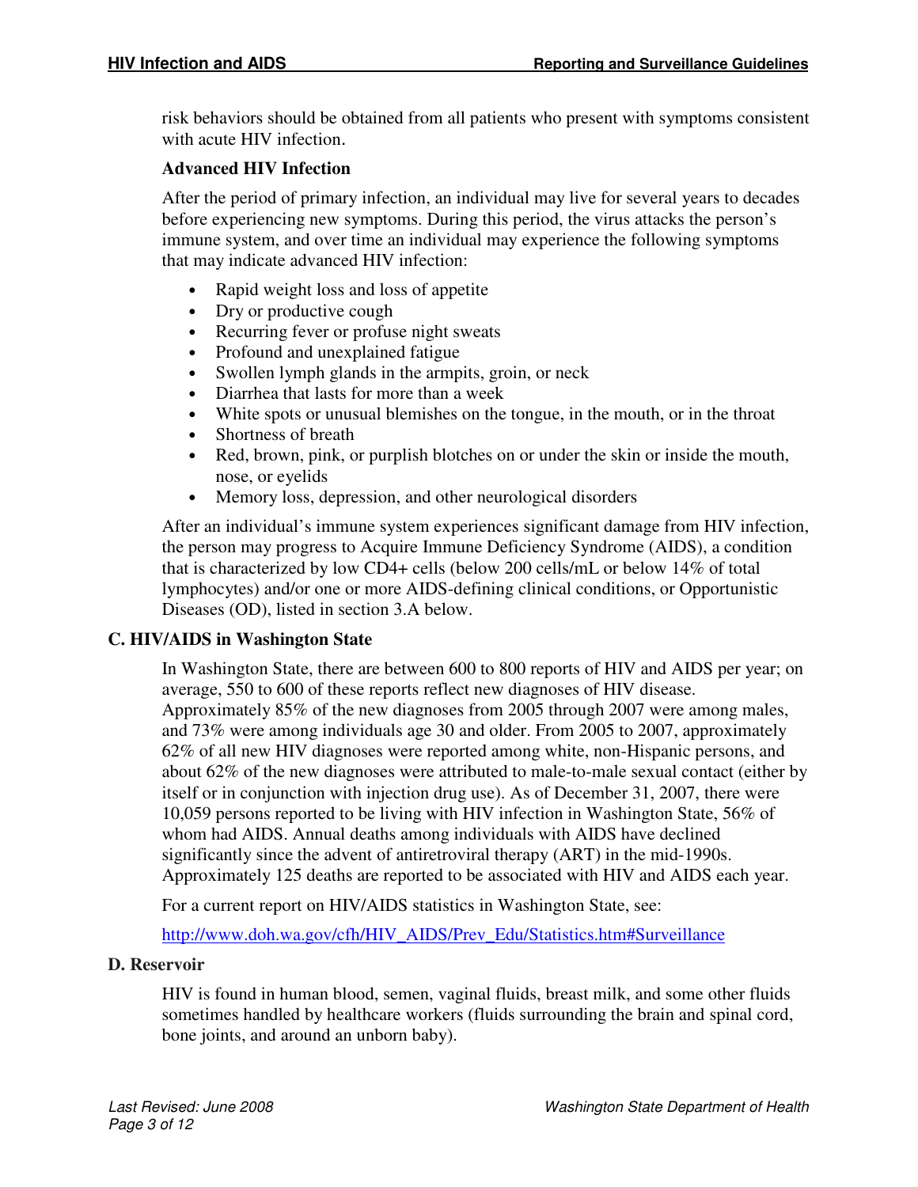risk behaviors should be obtained from all patients who present with symptoms consistent with acute HIV infection.

**Advanced HIV Infection**

After the period of primary infection, an individual may live for several years to decades before experiencing new symptoms. During this period, the virus attacks the person's immune system, and over time an individual may experience the following symptoms that may indicate advanced HIV infection:

- Rapid weight loss and loss of appetite
- Dry or productive cough
- Recurring fever or profuse night sweats
- Profound and unexplained fatigue
- Swollen lymph glands in the armpits, groin, or neck
- Diarrhea that lasts for more than a week
- White spots or unusual blemishes on the tongue, in the mouth, or in the throat
- Shortness of breath
- Red, brown, pink, or purplish blotches on or under the skin or inside the mouth, nose, or eyelids
- Memory loss, depression, and other neurological disorders

After an individual's immune system experiences significant damage from HIV infection, the person may progress to Acquire Immune Deficiency Syndrome (AIDS), a condition that is characterized by low CD4+ cells (below 200 cells/mL or below 14% of total lymphocytes) and/or one or more AIDS-defining clinical conditions, or Opportunistic Diseases (OD), listed in section 3.A below.

## C. HIV/AIDS in Washington State

In Washington State, there are between 600 to 800 reports of HIV and AIDS per year; on average, 550 to 600 of these reports reflect new diagnoses of HIV disease. Approximately 85% of the new diagnoses from 2005 through 2007 were among males, and 73% were among individuals age 30 and older. From 2005 to 2007, approximately 62% of all new HIV diagnoses were reported among white, non-Hispanic persons, and about 62% of the new diagnoses were attributed to male-to-male sexual contact (either by itself or in conjunction with injection drug use). As of December 31, 2007, there were 10,059 persons reported to be living with HIV infection in Washington State, 56% of whom had AIDS. Annual deaths among individuals with AIDS have declined significantly since the advent of antiretroviral therapy (ART) in the mid-1990s. Approximately 125 deaths are reported to be associated with HIV and AIDS each year.

For a current report on HIV/AIDS statistics in Washington State, see:

http://www.doh.wa.gov/cfh/HIV_AIDS/Prev_Edu/Statistics.htm#Surveillance

## D. Reservoir

HIV is found in human blood, semen, vaginal fluids, breast milk, and some other fluids sometimes handled by healthcare workers (fluids surrounding the brain and spinal cord, bone joints, and around an unborn baby).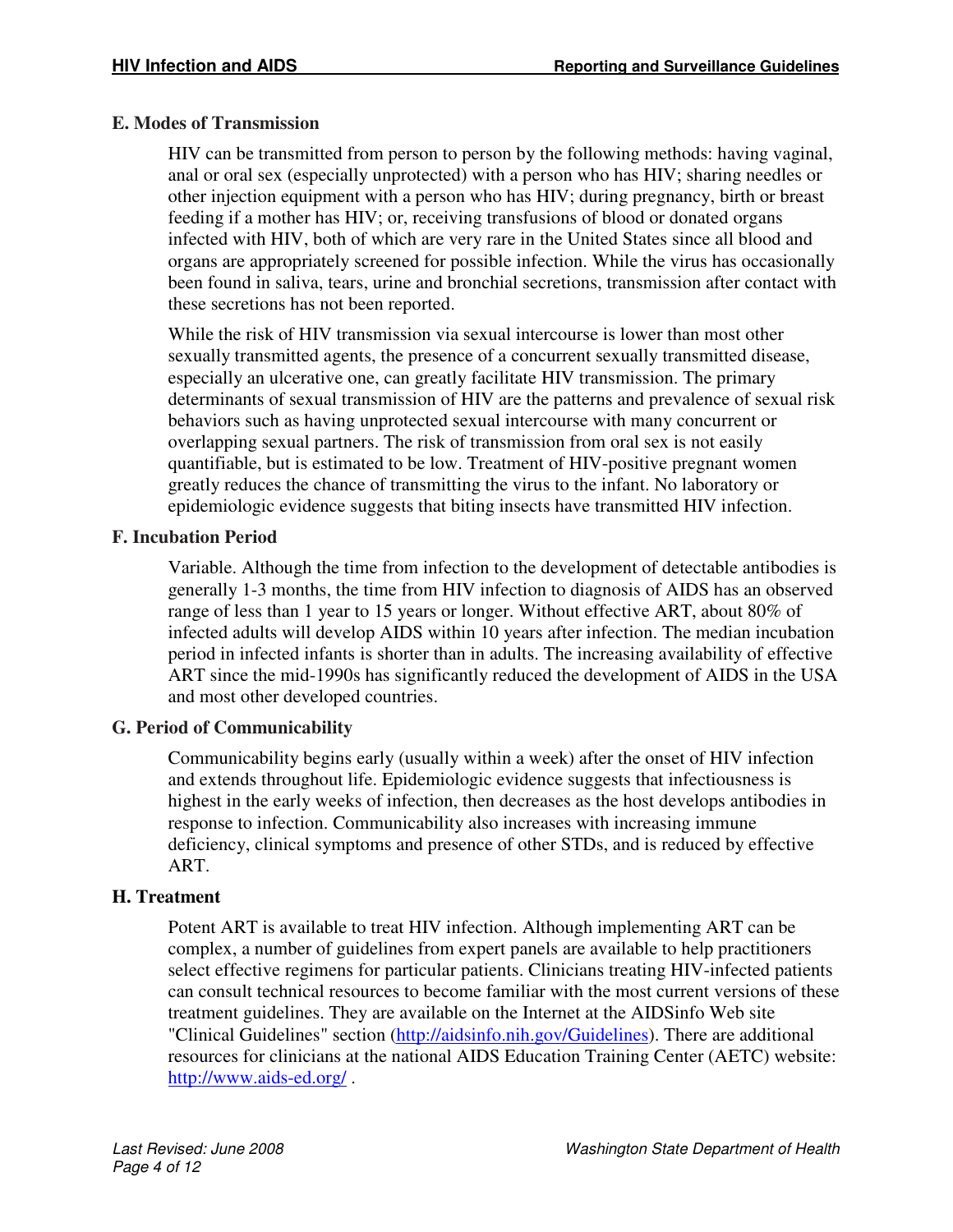### E. Modes of Transmission

HIV can be transmitted from person to person by the following methods: having vaginal, anal or oral sex (especially unprotected) with a person who has HIV; sharing needles or other injection equipment with a person who has HIV; during pregnancy, birth or breast feeding if a mother has HIV; or, receiving transfusions of blood or donated organs infected with HIV, both of which are very rare in the United States since all blood and organs are appropriately screened for possible infection. While the virus has occasionally been found in saliva, tears, urine and bronchial secretions, transmission after contact with these secretions has not been reported.

While the risk of HIV transmission via sexual intercourse is lower than most other sexually transmitted agents, the presence of a concurrent sexually transmitted disease, especially an ulcerative one, can greatly facilitate HIV transmission. The primary determinants of sexual transmission of HIV are the patterns and prevalence of sexual risk behaviors such as having unprotected sexual intercourse with many concurrent or overlapping sexual partners. The risk of transmission from oral sex is not easily quantifiable, but is estimated to be low. Treatment of HIV-positive pregnant women greatly reduces the chance of transmitting the virus to the infant. No laboratory or epidemiologic evidence suggests that biting insects have transmitted HIV infection.

### F. Incubation Period

Variable. Although the time from infection to the development of detectable antibodies is generally 1-3 months, the time from HIV infection to diagnosis of AIDS has an observed range of less than 1 year to 15 years or longer. Without effective ART, about 80% of infected adults will develop AIDS within 10 years after infection. The median incubation period in infected infants is shorter than in adults. The increasing availability of effective ART since the mid-1990s has significantly reduced the development of AIDS in the USA and most other developed countries.

### G. Period of Communicability

Communicability begins early (usually within a week) after the onset of HIV infection and extends throughout life. Epidemiologic evidence suggests that infectiousness is highest in the early weeks of infection, then decreases as the host develops antibodies in response to infection. Communicability also increases with increasing immune deficiency, clinical symptoms and presence of other STDs, and is reduced by effective ART.

### H. Treatment

Potent ART is available to treat HIV infection. Although implementing ART can be complex, a number of guidelines from expert panels are available to help practitioners select effective regimens for particular patients. Clinicians treating HIV-infected patients can consult technical resources to become familiar with the most current versions of these treatment guidelines. They are available on the Internet at the AIDSinfo Web site "Clinical Guidelines" section (http://aidsinfo.nih.gov/Guidelines). There are additional resources for clinicians at the national AIDS Education Training Center (AETC) website: http://www.aids-ed.org/ .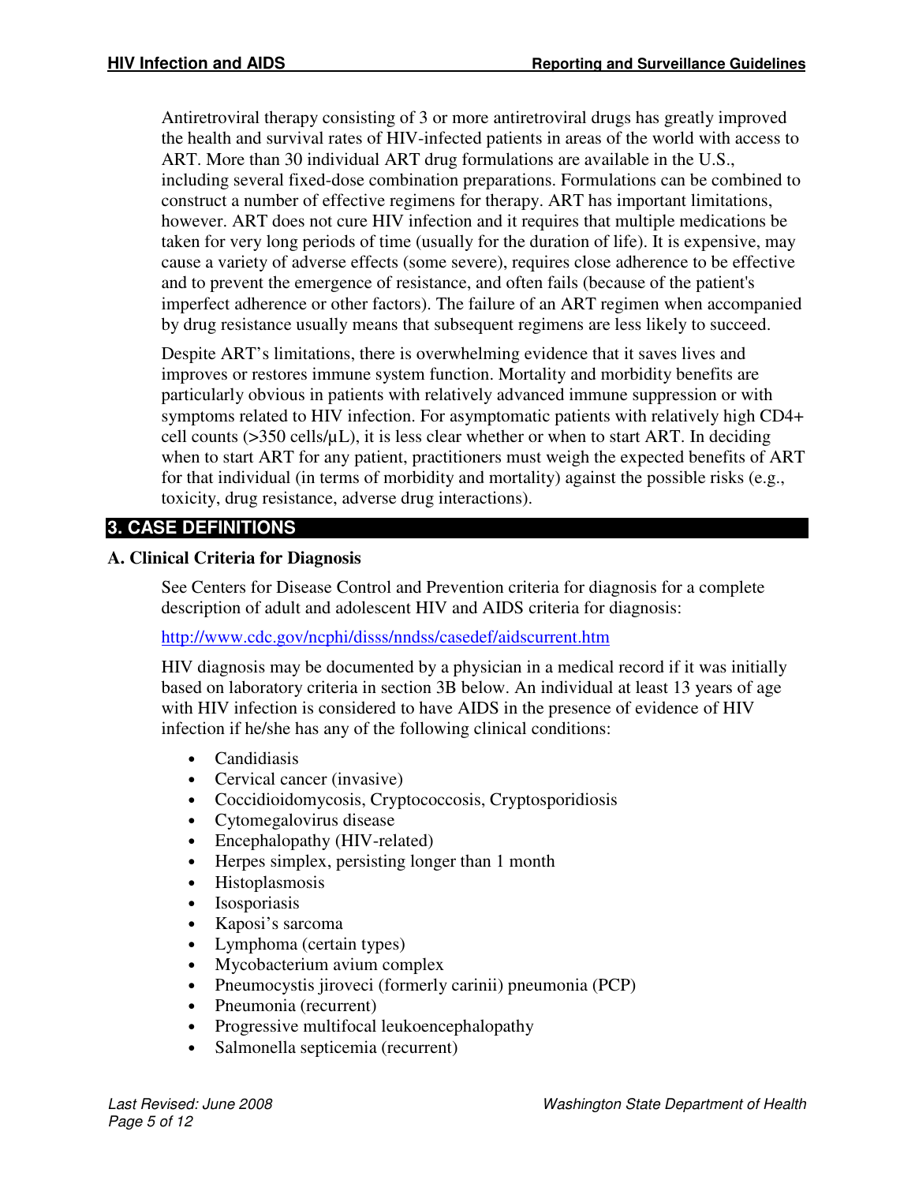Antiretroviral therapy consisting of 3 or more antiretroviral drugs has greatly improved the health and survival rates of HIV-infected patients in areas of the world with access to ART. More than 30 individual ART drug formulations are available in the U.S., including several fixed-dose combination preparations. Formulations can be combined to construct a number of effective regimens for therapy. ART has important limitations, however. ART does not cure HIV infection and it requires that multiple medications be taken for very long periods of time (usually for the duration of life). It is expensive, may cause a variety of adverse effects (some severe), requires close adherence to be effective and to prevent the emergence of resistance, and often fails (because of the patient's imperfect adherence or other factors). The failure of an ART regimen when accompanied by drug resistance usually means that subsequent regimens are less likely to succeed.

Despite ART's limitations, there is overwhelming evidence that it saves lives and improves or restores immune system function. Mortality and morbidity benefits are particularly obvious in patients with relatively advanced immune suppression or with symptoms related to HIV infection. For asymptomatic patients with relatively high CD4+ cell counts (>350 cells/µL), it is less clear whether or when to start ART. In deciding when to start ART for any patient, practitioners must weigh the expected benefits of ART for that individual (in terms of morbidity and mortality) against the possible risks (e.g., toxicity, drug resistance, adverse drug interactions).

## 3. CASE DEFINITIONS

### A. Clinical Criteria for Diagnosis

See Centers for Disease Control and Prevention criteria for diagnosis for a complete description of adult and adolescent HIV and AIDS criteria for diagnosis:

http://www.cdc.gov/ncphi/disss/nndss/casedef/aidscurrent.htm

HIV diagnosis may be documented by a physician in a medical record if it was initially based on laboratory criteria in section 3B below. An individual at least 13 years of age with HIV infection is considered to have AIDS in the presence of evidence of HIV infection if he/she has any of the following clinical conditions:

- Candidiasis
- Cervical cancer (invasive)
- Coccidioidomycosis, Cryptococcosis, Cryptosporidiosis
- Cytomegalovirus disease
- Encephalopathy (HIV-related)
- Herpes simplex, persisting longer than 1 month
- Histoplasmosis
- Isosporiasis
- Kaposi's sarcoma
- Lymphoma (certain types)
- Mycobacterium avium complex
- Pneumocystis jiroveci (formerly carinii) pneumonia (PCP)
- Pneumonia (recurrent)
- Progressive multifocal leukoencephalopathy
- Salmonella septicemia (recurrent)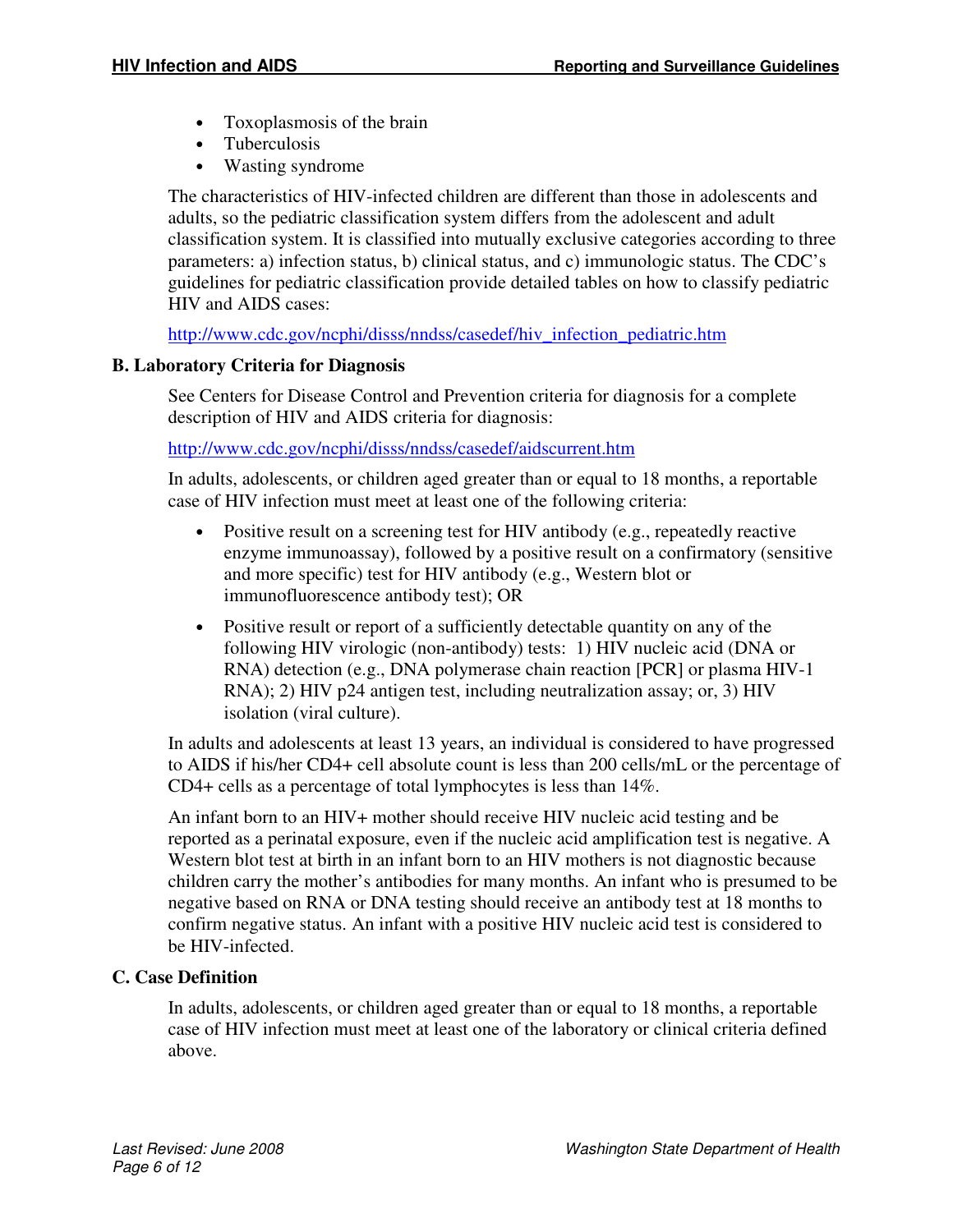- Toxoplasmosis of the brain
- Tuberculosis
- Wasting syndrome

The characteristics of HIV-infected children are different than those in adolescents and adults, so the pediatric classification system differs from the adolescent and adult classification system. It is classified into mutually exclusive categories according to three parameters: a) infection status, b) clinical status, and c) immunologic status. The CDC's guidelines for pediatric classification provide detailed tables on how to classify pediatric HIV and AIDS cases:

http://www.cdc.gov/ncphi/disss/nndss/casedef/hiv_infection_pediatric.htm

### B. Laboratory Criteria for Diagnosis

See Centers for Disease Control and Prevention criteria for diagnosis for a complete description of HIV and AIDS criteria for diagnosis:

http://www.cdc.gov/ncphi/disss/nndss/casedef/aidscurrent.htm

In adults, adolescents, or children aged greater than or equal to 18 months, a reportable case of HIV infection must meet at least one of the following criteria:

- Positive result on a screening test for HIV antibody (e.g., repeatedly reactive enzyme immunoassay), followed by a positive result on a confirmatory (sensitive and more specific) test for HIV antibody (e.g., Western blot or immunofluorescence antibody test); OR
- Positive result or report of a sufficiently detectable quantity on any of the following HIV virologic (non-antibody) tests: 1) HIV nucleic acid (DNA or RNA) detection (e.g., DNA polymerase chain reaction [PCR] or plasma HIV-1 RNA); 2) HIV p24 antigen test, including neutralization assay; or, 3) HIV isolation (viral culture).

In adults and adolescents at least 13 years, an individual is considered to have progressed to AIDS if his/her CD4+ cell absolute count is less than 200 cells/mL or the percentage of CD4+ cells as a percentage of total lymphocytes is less than 14%.

An infant born to an HIV+ mother should receive HIV nucleic acid testing and be reported as a perinatal exposure, even if the nucleic acid amplification test is negative. A Western blot test at birth in an infant born to an HIV mothers is not diagnostic because children carry the mother's antibodies for many months. An infant who is presumed to be negative based on RNA or DNA testing should receive an antibody test at 18 months to confirm negative status. An infant with a positive HIV nucleic acid test is considered to be HIV-infected.

### C. Case Definition

In adults, adolescents, or children aged greater than or equal to 18 months, a reportable case of HIV infection must meet at least one of the laboratory or clinical criteria defined above.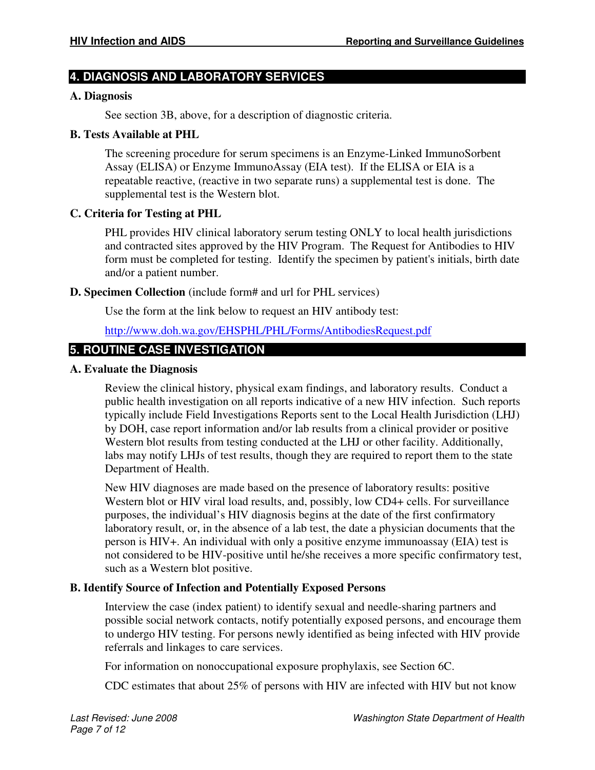## 4. DIAGNOSIS AND LABORATORY SERVICES

### A. Diagnosis

See section 3B, above, for a description of diagnostic criteria.

### B. Tests Available at PHL

The screening procedure for serum specimens is an Enzyme-Linked ImmunoSorbent Assay (ELISA) or Enzyme ImmunoAssay (EIA test). If the ELISA or EIA is a repeatable reactive, (reactive in two separate runs) a supplemental test is done. The supplemental test is the Western blot.

### C. Criteria for Testing at PHL

PHL provides HIV clinical laboratory serum testing ONLY to local health jurisdictions and contracted sites approved by the HIV Program. The Request for Antibodies to HIV form must be completed for testing. Identify the specimen by patient's initials, birth date and/or a patient number.

### D. Specimen Collection (include form# and url for PHL services)

Use the form at the link below to request an HIV antibody test:

http://www.doh.wa.gov/EHSPHL/PHL/Forms/AntibodiesRequest.pdf

## 5. ROUTINE CASE INVESTIGATION

### A. Evaluate the Diagnosis

Review the clinical history, physical exam findings, and laboratory results. Conduct a public health investigation on all reports indicative of a new HIV infection. Such reports typically include Field Investigations Reports sent to the Local Health Jurisdiction (LHJ) by DOH, case report information and/or lab results from a clinical provider or positive Western blot results from testing conducted at the LHJ or other facility. Additionally, labs may notify LHJs of test results, though they are required to report them to the state Department of Health.

New HIV diagnoses are made based on the presence of laboratory results: positive Western blot or HIV viral load results, and, possibly, low CD4+ cells. For surveillance purposes, the individual's HIV diagnosis begins at the date of the first confirmatory laboratory result, or, in the absence of a lab test, the date a physician documents that the person is HIV+. An individual with only a positive enzyme immunoassay (EIA) test is not considered to be HIV-positive until he/she receives a more specific confirmatory test, such as a Western blot positive.

### B. Identify Source of Infection and Potentially Exposed Persons

Interview the case (index patient) to identify sexual and needle-sharing partners and possible social network contacts, notify potentially exposed persons, and encourage them to undergo HIV testing. For persons newly identified as being infected with HIV provide referrals and linkages to care services.

For information on nonoccupational exposure prophylaxis, see Section 6C.

CDC estimates that about 25% of persons with HIV are infected with HIV but not know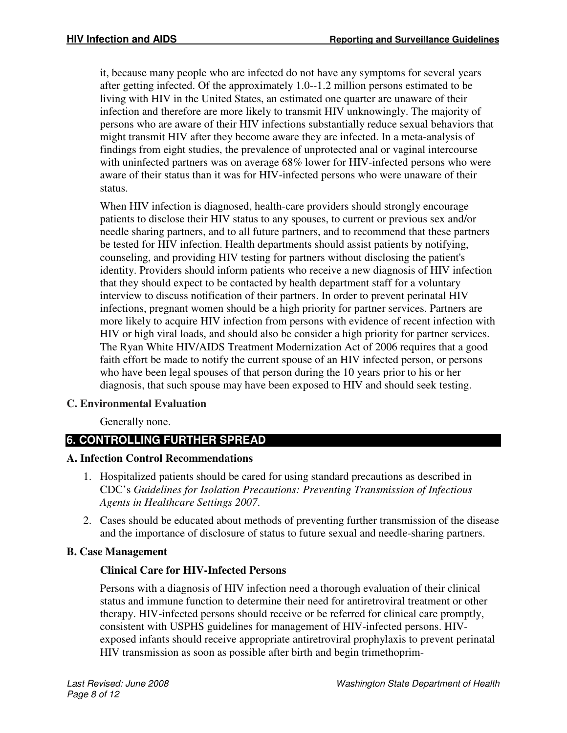it, because many people who are infected do not have any symptoms for several years after getting infected. Of the approximately 1.0--1.2 million persons estimated to be living with HIV in the United States, an estimated one quarter are unaware of their infection and therefore are more likely to transmit HIV unknowingly. The majority of persons who are aware of their HIV infections substantially reduce sexual behaviors that might transmit HIV after they become aware they are infected. In a meta-analysis of findings from eight studies, the prevalence of unprotected anal or vaginal intercourse with uninfected partners was on average 68% lower for HIV-infected persons who were aware of their status than it was for HIV-infected persons who were unaware of their status.

When HIV infection is diagnosed, health-care providers should strongly encourage patients to disclose their HIV status to any spouses, to current or previous sex and/or needle sharing partners, and to all future partners, and to recommend that these partners be tested for HIV infection. Health departments should assist patients by notifying, counseling, and providing HIV testing for partners without disclosing the patient's identity. Providers should inform patients who receive a new diagnosis of HIV infection that they should expect to be contacted by health department staff for a voluntary interview to discuss notification of their partners. In order to prevent perinatal HIV infections, pregnant women should be a high priority for partner services. Partners are more likely to acquire HIV infection from persons with evidence of recent infection with HIV or high viral loads, and should also be consider a high priority for partner services. The Ryan White HIV/AIDS Treatment Modernization Act of 2006 requires that a good faith effort be made to notify the current spouse of an HIV infected person, or persons who have been legal spouses of that person during the 10 years prior to his or her diagnosis, that such spouse may have been exposed to HIV and should seek testing.

### C. Environmental Evaluation

Generally none.

## 6. CONTROLLING FURTHER SPREAD

### A. Infection Control Recommendations

1. Hospitalized patients should be cared for using standard precautions as described in CDC's *Guidelines for Isolation Precautions: Preventing Transmission of Infectious Agents in Healthcare Settings 2007*.
2. Cases should be educated about methods of preventing further transmission of the disease and the importance of disclosure of status to future sexual and needle-sharing partners.

### B. Case Management

#### Clinical Care for HIV-Infected Persons

Persons with a diagnosis of HIV infection need a thorough evaluation of their clinical status and immune function to determine their need for antiretroviral treatment or other therapy. HIV-infected persons should receive or be referred for clinical care promptly, consistent with USPHS guidelines for management of HIV-infected persons. HIV-exposed infants should receive appropriate antiretroviral prophylaxis to prevent perinatal HIV transmission as soon as possible after birth and begin trimethoprim-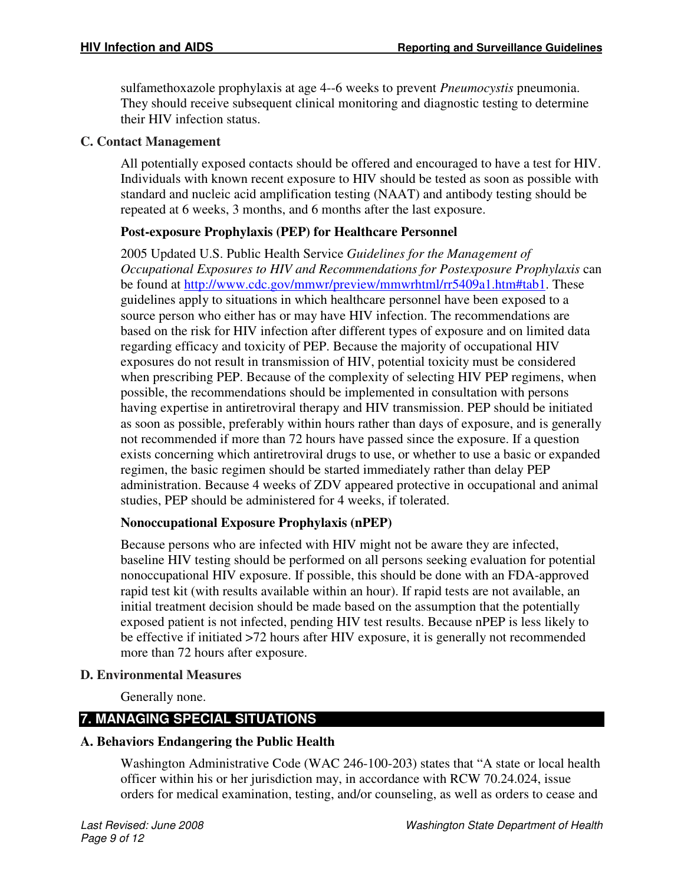sulfamethoxazole prophylaxis at age 4--6 weeks to prevent *Pneumocystis* pneumonia. They should receive subsequent clinical monitoring and diagnostic testing to determine their HIV infection status.

### C. Contact Management

All potentially exposed contacts should be offered and encouraged to have a test for HIV. Individuals with known recent exposure to HIV should be tested as soon as possible with standard and nucleic acid amplification testing (NAAT) and antibody testing should be repeated at 6 weeks, 3 months, and 6 months after the last exposure.

#### Post-exposure Prophylaxis (PEP) for Healthcare Personnel

2005 Updated U.S. Public Health Service *Guidelines for the Management of Occupational Exposures to HIV and Recommendations for Postexposure Prophylaxis* can be found at http://www.cdc.gov/mmwr/preview/mmwrhtml/rr5409a1.htm#tab1. These guidelines apply to situations in which healthcare personnel have been exposed to a source person who either has or may have HIV infection. The recommendations are based on the risk for HIV infection after different types of exposure and on limited data regarding efficacy and toxicity of PEP. Because the majority of occupational HIV exposures do not result in transmission of HIV, potential toxicity must be considered when prescribing PEP. Because of the complexity of selecting HIV PEP regimens, when possible, the recommendations should be implemented in consultation with persons having expertise in antiretroviral therapy and HIV transmission. PEP should be initiated as soon as possible, preferably within hours rather than days of exposure, and is generally not recommended if more than 72 hours have passed since the exposure. If a question exists concerning which antiretroviral drugs to use, or whether to use a basic or expanded regimen, the basic regimen should be started immediately rather than delay PEP administration. Because 4 weeks of ZDV appeared protective in occupational and animal studies, PEP should be administered for 4 weeks, if tolerated.

#### Nonoccupational Exposure Prophylaxis (nPEP)

Because persons who are infected with HIV might not be aware they are infected, baseline HIV testing should be performed on all persons seeking evaluation for potential nonoccupational HIV exposure. If possible, this should be done with an FDA-approved rapid test kit (with results available within an hour). If rapid tests are not available, an initial treatment decision should be made based on the assumption that the potentially exposed patient is not infected, pending HIV test results. Because nPEP is less likely to be effective if initiated >72 hours after HIV exposure, it is generally not recommended more than 72 hours after exposure.

### D. Environmental Measures

Generally none.

## 7. MANAGING SPECIAL SITUATIONS

### A. Behaviors Endangering the Public Health

Washington Administrative Code (WAC 246-100-203) states that "A state or local health officer within his or her jurisdiction may, in accordance with RCW 70.24.024, issue orders for medical examination, testing, and/or counseling, as well as orders to cease and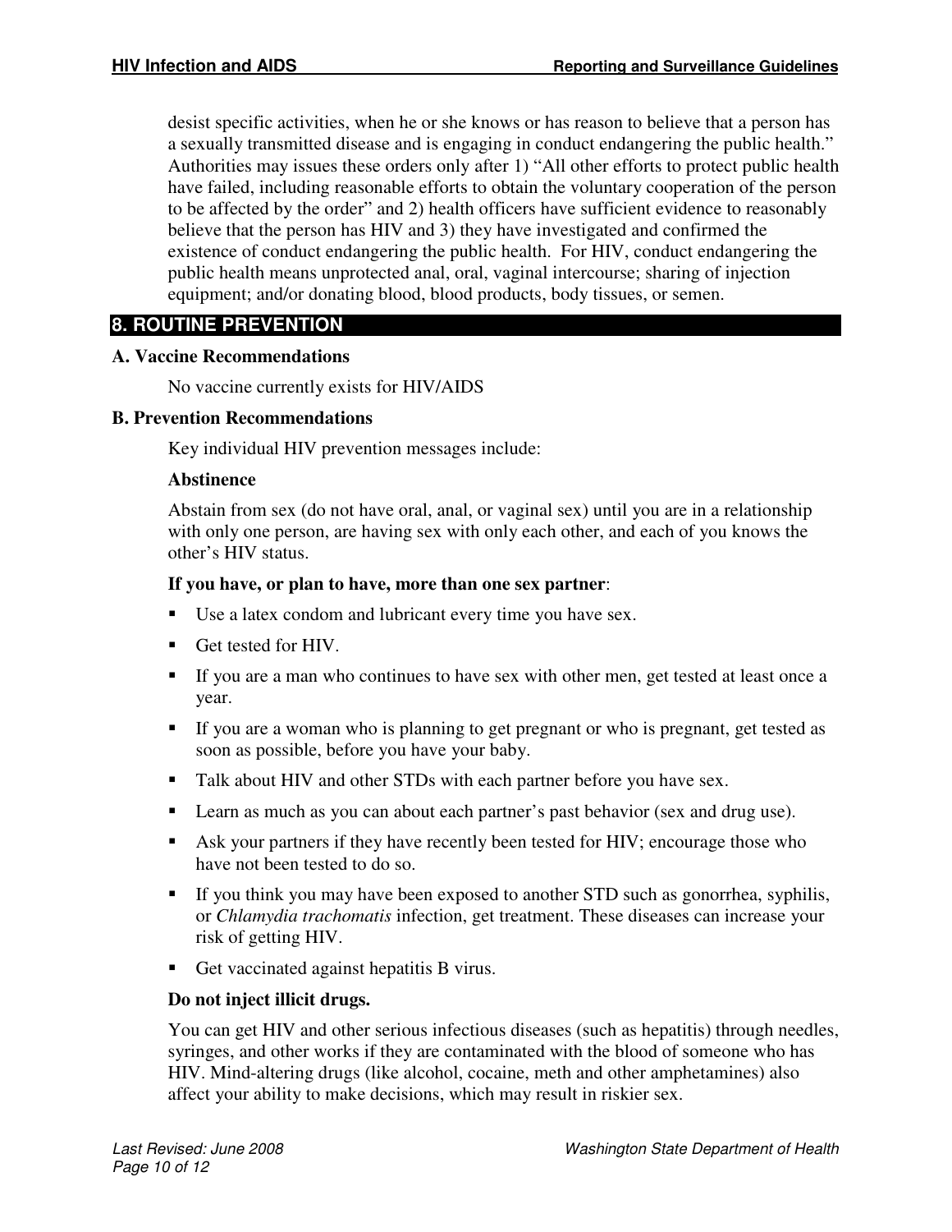desist specific activities, when he or she knows or has reason to believe that a person has a sexually transmitted disease and is engaging in conduct endangering the public health." Authorities may issues these orders only after 1) "All other efforts to protect public health have failed, including reasonable efforts to obtain the voluntary cooperation of the person to be affected by the order" and 2) health officers have sufficient evidence to reasonably believe that the person has HIV and 3) they have investigated and confirmed the existence of conduct endangering the public health. For HIV, conduct endangering the public health means unprotected anal, oral, vaginal intercourse; sharing of injection equipment; and/or donating blood, blood products, body tissues, or semen.

## 8. ROUTINE PREVENTION

### A. Vaccine Recommendations

No vaccine currently exists for HIV/AIDS

### B. Prevention Recommendations

Key individual HIV prevention messages include:

**Abstinence**

Abstain from sex (do not have oral, anal, or vaginal sex) until you are in a relationship with only one person, are having sex with only each other, and each of you knows the other's HIV status.

**If you have, or plan to have, more than one sex partner**:

- Use a latex condom and lubricant every time you have sex.
- Get tested for HIV.
- If you are a man who continues to have sex with other men, get tested at least once a year.
- If you are a woman who is planning to get pregnant or who is pregnant, get tested as soon as possible, before you have your baby.
- Talk about HIV and other STDs with each partner before you have sex.
- Learn as much as you can about each partner's past behavior (sex and drug use).
- Ask your partners if they have recently been tested for HIV; encourage those who have not been tested to do so.
- If you think you may have been exposed to another STD such as gonorrhea, syphilis, or *Chlamydia trachomatis* infection, get treatment. These diseases can increase your risk of getting HIV.
- Get vaccinated against hepatitis B virus.

**Do not inject illicit drugs.**

You can get HIV and other serious infectious diseases (such as hepatitis) through needles, syringes, and other works if they are contaminated with the blood of someone who has HIV. Mind-altering drugs (like alcohol, cocaine, meth and other amphetamines) also affect your ability to make decisions, which may result in riskier sex.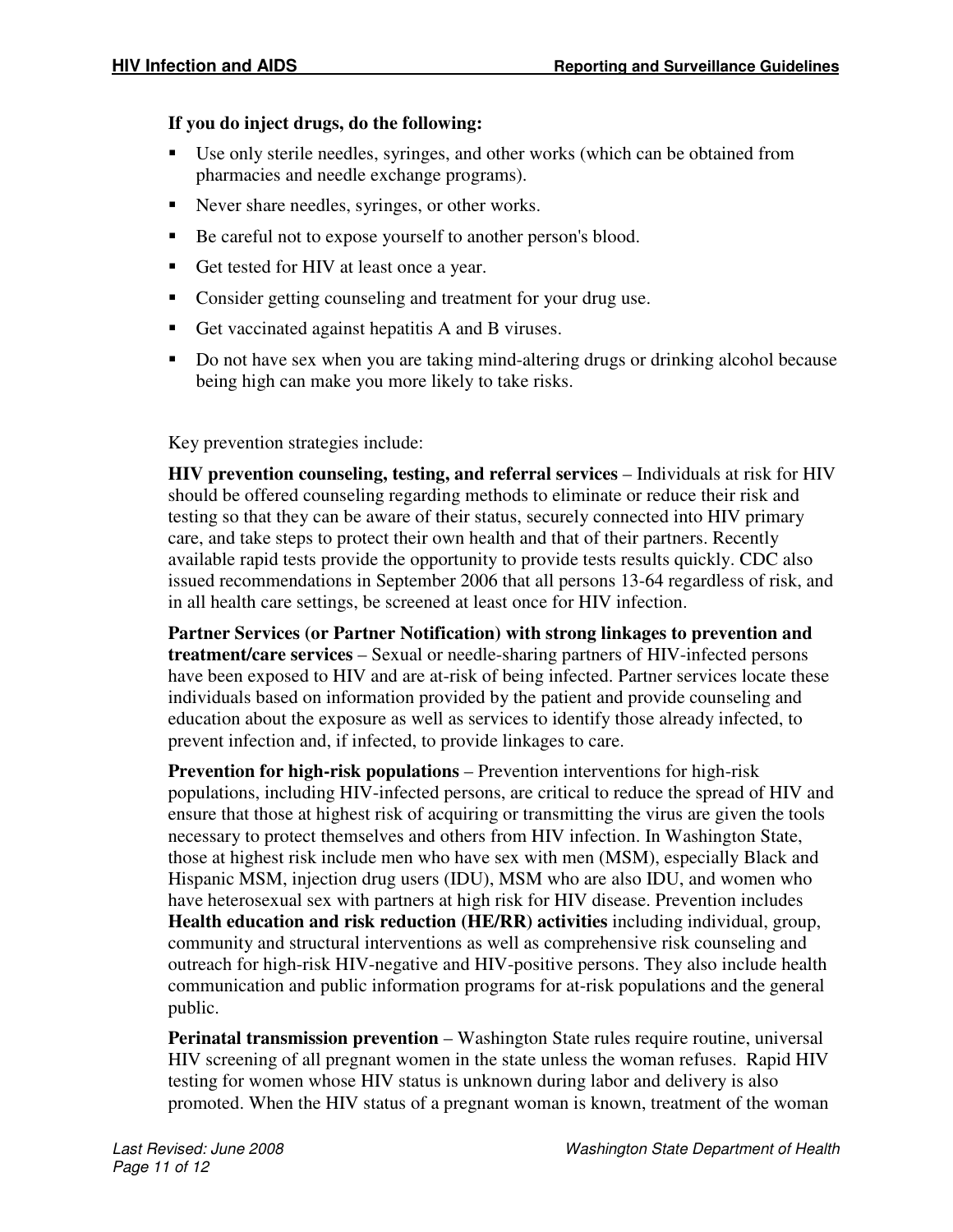**If you do inject drugs, do the following:**

- Use only sterile needles, syringes, and other works (which can be obtained from pharmacies and needle exchange programs).
- Never share needles, syringes, or other works.
- Be careful not to expose yourself to another person's blood.
- Get tested for HIV at least once a year.
- Consider getting counseling and treatment for your drug use.
- Get vaccinated against hepatitis A and B viruses.
- Do not have sex when you are taking mind-altering drugs or drinking alcohol because being high can make you more likely to take risks.

Key prevention strategies include:

**HIV prevention counseling, testing, and referral services** – Individuals at risk for HIV should be offered counseling regarding methods to eliminate or reduce their risk and testing so that they can be aware of their status, securely connected into HIV primary care, and take steps to protect their own health and that of their partners. Recently available rapid tests provide the opportunity to provide tests results quickly. CDC also issued recommendations in September 2006 that all persons 13-64 regardless of risk, and in all health care settings, be screened at least once for HIV infection.

**Partner Services (or Partner Notification) with strong linkages to prevention and treatment/care services** – Sexual or needle-sharing partners of HIV-infected persons have been exposed to HIV and are at-risk of being infected. Partner services locate these individuals based on information provided by the patient and provide counseling and education about the exposure as well as services to identify those already infected, to prevent infection and, if infected, to provide linkages to care.

**Prevention for high-risk populations** – Prevention interventions for high-risk populations, including HIV-infected persons, are critical to reduce the spread of HIV and ensure that those at highest risk of acquiring or transmitting the virus are given the tools necessary to protect themselves and others from HIV infection. In Washington State, those at highest risk include men who have sex with men (MSM), especially Black and Hispanic MSM, injection drug users (IDU), MSM who are also IDU, and women who have heterosexual sex with partners at high risk for HIV disease. Prevention includes **Health education and risk reduction (HE/RR) activities** including individual, group, community and structural interventions as well as comprehensive risk counseling and outreach for high-risk HIV-negative and HIV-positive persons. They also include health communication and public information programs for at-risk populations and the general public.

**Perinatal transmission prevention** – Washington State rules require routine, universal HIV screening of all pregnant women in the state unless the woman refuses. Rapid HIV testing for women whose HIV status is unknown during labor and delivery is also promoted. When the HIV status of a pregnant woman is known, treatment of the woman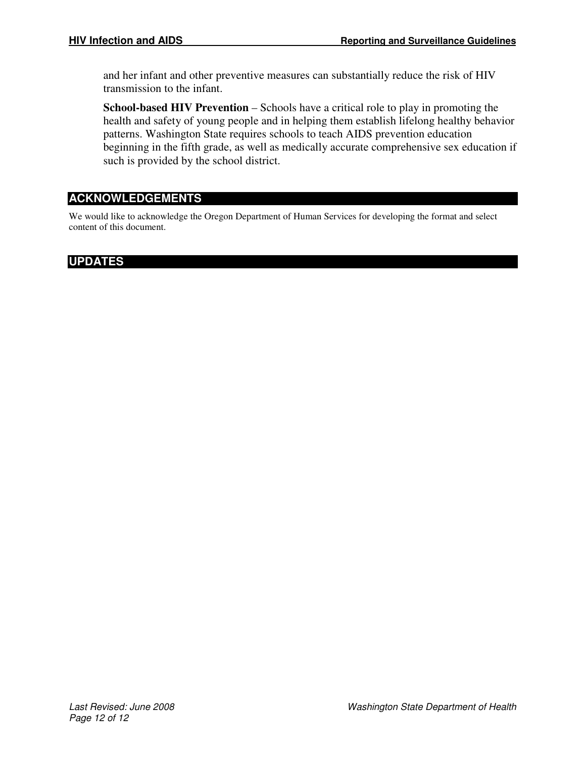and her infant and other preventive measures can substantially reduce the risk of HIV transmission to the infant.

**School-based HIV Prevention** – Schools have a critical role to play in promoting the health and safety of young people and in helping them establish lifelong healthy behavior patterns. Washington State requires schools to teach AIDS prevention education beginning in the fifth grade, as well as medically accurate comprehensive sex education if such is provided by the school district.

## ACKNOWLEDGEMENTS

We would like to acknowledge the Oregon Department of Human Services for developing the format and select content of this document.

## UPDATES